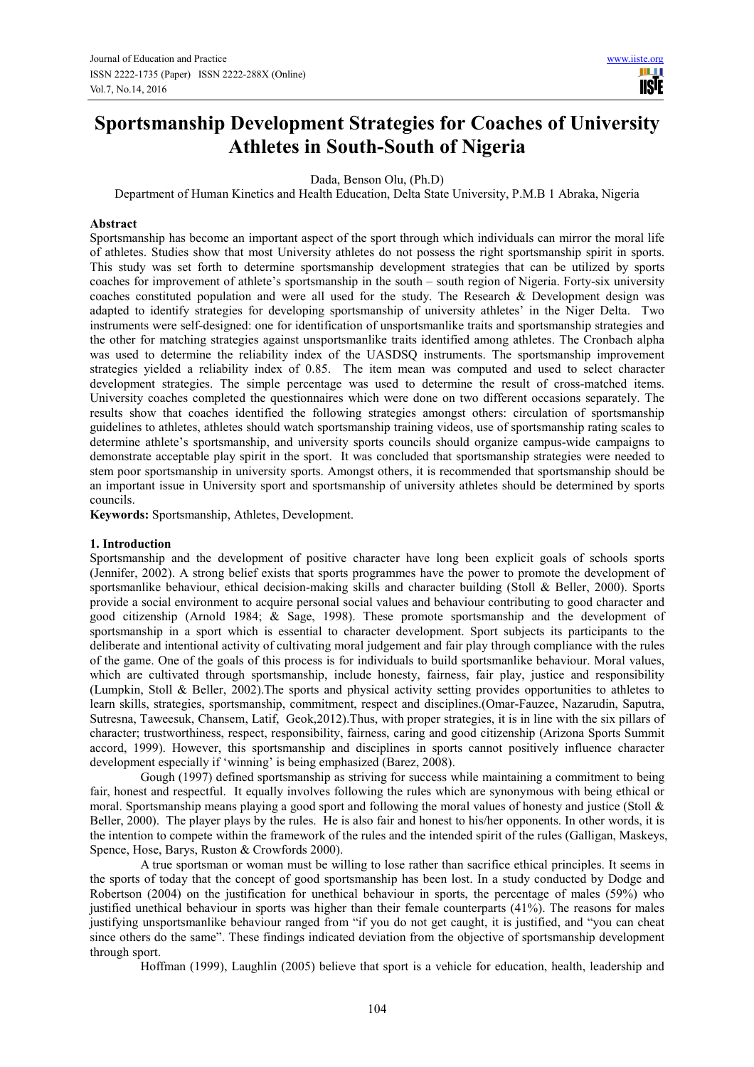# Sportsmanship Development Strategies for Coaches of University Athletes in South-South of Nigeria

Dada, Benson Olu, (Ph.D)

Department of Human Kinetics and Health Education, Delta State University, P.M.B 1 Abraka, Nigeria

## Abstract

Sportsmanship has become an important aspect of the sport through which individuals can mirror the moral life of athletes. Studies show that most University athletes do not possess the right sportsmanship spirit in sports. This study was set forth to determine sportsmanship development strategies that can be utilized by sports coaches for improvement of athlete's sportsmanship in the south – south region of Nigeria. Forty-six university coaches constituted population and were all used for the study. The Research & Development design was adapted to identify strategies for developing sportsmanship of university athletes' in the Niger Delta. Two instruments were self-designed: one for identification of unsportsmanlike traits and sportsmanship strategies and the other for matching strategies against unsportsmanlike traits identified among athletes. The Cronbach alpha was used to determine the reliability index of the UASDSQ instruments. The sportsmanship improvement strategies yielded a reliability index of 0.85. The item mean was computed and used to select character development strategies. The simple percentage was used to determine the result of cross-matched items. University coaches completed the questionnaires which were done on two different occasions separately. The results show that coaches identified the following strategies amongst others: circulation of sportsmanship guidelines to athletes, athletes should watch sportsmanship training videos, use of sportsmanship rating scales to determine athlete's sportsmanship, and university sports councils should organize campus-wide campaigns to demonstrate acceptable play spirit in the sport. It was concluded that sportsmanship strategies were needed to stem poor sportsmanship in university sports. Amongst others, it is recommended that sportsmanship should be an important issue in University sport and sportsmanship of university athletes should be determined by sports councils.

**Keywords:** Sportsmanship, Athletes, Development.

## 1. Introduction

Sportsmanship and the development of positive character have long been explicit goals of schools sports (Jennifer, 2002). A strong belief exists that sports programmes have the power to promote the development of sportsmanlike behaviour, ethical decision-making skills and character building (Stoll & Beller, 2000). Sports provide a social environment to acquire personal social values and behaviour contributing to good character and good citizenship (Arnold 1984; & Sage, 1998). These promote sportsmanship and the development of sportsmanship in a sport which is essential to character development. Sport subjects its participants to the deliberate and intentional activity of cultivating moral judgement and fair play through compliance with the rules of the game. One of the goals of this process is for individuals to build sportsmanlike behaviour. Moral values, which are cultivated through sportsmanship, include honesty, fairness, fair play, justice and responsibility (Lumpkin, Stoll & Beller, 2002).The sports and physical activity setting provides opportunities to athletes to learn skills, strategies, sportsmanship, commitment, respect and disciplines.(Omar-Fauzee, Nazarudin, Saputra, Sutresna, Taweesuk, Chansem, Latif, Geok,2012).Thus, with proper strategies, it is in line with the six pillars of character; trustworthiness, respect, responsibility, fairness, caring and good citizenship (Arizona Sports Summit accord, 1999). However, this sportsmanship and disciplines in sports cannot positively influence character development especially if 'winning' is being emphasized (Barez, 2008).

Gough (1997) defined sportsmanship as striving for success while maintaining a commitment to being fair, honest and respectful. It equally involves following the rules which are synonymous with being ethical or moral. Sportsmanship means playing a good sport and following the moral values of honesty and justice (Stoll & Beller, 2000). The player plays by the rules. He is also fair and honest to his/her opponents. In other words, it is the intention to compete within the framework of the rules and the intended spirit of the rules (Galligan, Maskeys, Spence, Hose, Barys, Ruston & Crowfords 2000).

A true sportsman or woman must be willing to lose rather than sacrifice ethical principles. It seems in the sports of today that the concept of good sportsmanship has been lost. In a study conducted by Dodge and Robertson (2004) on the justification for unethical behaviour in sports, the percentage of males (59%) who justified unethical behaviour in sports was higher than their female counterparts (41%). The reasons for males justifying unsportsmanlike behaviour ranged from "if you do not get caught, it is justified, and "you can cheat since others do the same". These findings indicated deviation from the objective of sportsmanship development through sport.

Hoffman (1999), Laughlin (2005) believe that sport is a vehicle for education, health, leadership and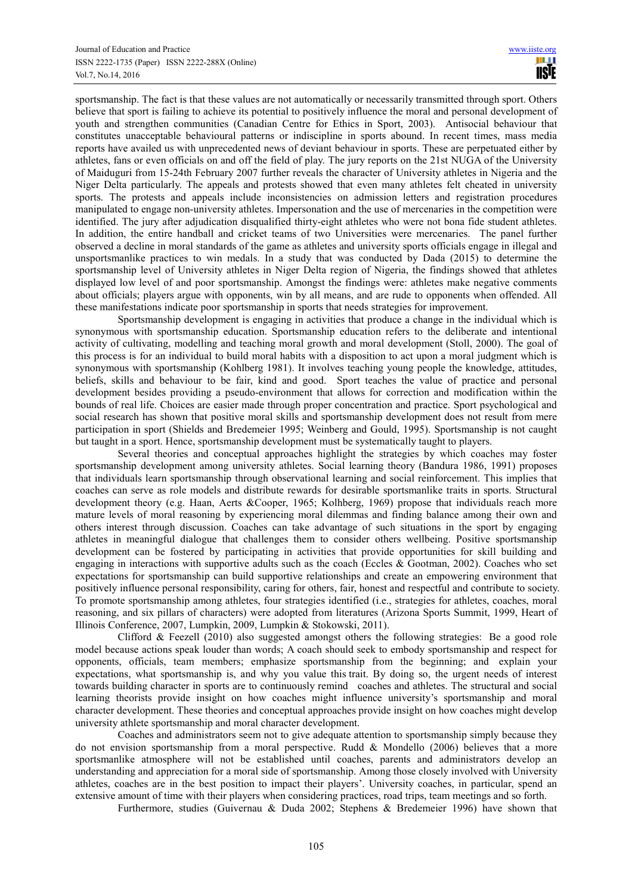sportsmanship. The fact is that these values are not automatically or necessarily transmitted through sport. Others believe that sport is failing to achieve its potential to positively influence the moral and personal development of youth and strengthen communities (Canadian Centre for Ethics in Sport, 2003). Antisocial behaviour that constitutes unacceptable behavioural patterns or indiscipline in sports abound. In recent times, mass media reports have availed us with unprecedented news of deviant behaviour in sports. These are perpetuated either by athletes, fans or even officials on and off the field of play. The jury reports on the 21st NUGA of the University of Maiduguri from 15-24th February 2007 further reveals the character of University athletes in Nigeria and the Niger Delta particularly. The appeals and protests showed that even many athletes felt cheated in university sports. The protests and appeals include inconsistencies on admission letters and registration procedures manipulated to engage non-university athletes. Impersonation and the use of mercenaries in the competition were identified. The jury after adjudication disqualified thirty-eight athletes who were not bona fide student athletes. In addition, the entire handball and cricket teams of two Universities were mercenaries. The panel further observed a decline in moral standards of the game as athletes and university sports officials engage in illegal and unsportsmanlike practices to win medals. In a study that was conducted by Dada (2015) to determine the sportsmanship level of University athletes in Niger Delta region of Nigeria, the findings showed that athletes displayed low level of and poor sportsmanship. Amongst the findings were: athletes make negative comments about officials; players argue with opponents, win by all means, and are rude to opponents when offended. All these manifestations indicate poor sportsmanship in sports that needs strategies for improvement.

Sportsmanship development is engaging in activities that produce a change in the individual which is synonymous with sportsmanship education. Sportsmanship education refers to the deliberate and intentional activity of cultivating, modelling and teaching moral growth and moral development (Stoll, 2000). The goal of this process is for an individual to build moral habits with a disposition to act upon a moral judgment which is synonymous with sportsmanship (Kohlberg 1981). It involves teaching young people the knowledge, attitudes, beliefs, skills and behaviour to be fair, kind and good. Sport teaches the value of practice and personal development besides providing a pseudo-environment that allows for correction and modification within the bounds of real life. Choices are easier made through proper concentration and practice. Sport psychological and social research has shown that positive moral skills and sportsmanship development does not result from mere participation in sport (Shields and Bredemeier 1995; Weinberg and Gould, 1995). Sportsmanship is not caught but taught in a sport. Hence, sportsmanship development must be systematically taught to players.

Several theories and conceptual approaches highlight the strategies by which coaches may foster sportsmanship development among university athletes. Social learning theory (Bandura 1986, 1991) proposes that individuals learn sportsmanship through observational learning and social reinforcement. This implies that coaches can serve as role models and distribute rewards for desirable sportsmanlike traits in sports. Structural development theory (e.g. Haan, Aerts &Cooper, 1965; Kolhberg, 1969) propose that individuals reach more mature levels of moral reasoning by experiencing moral dilemmas and finding balance among their own and others interest through discussion. Coaches can take advantage of such situations in the sport by engaging athletes in meaningful dialogue that challenges them to consider others wellbeing. Positive sportsmanship development can be fostered by participating in activities that provide opportunities for skill building and engaging in interactions with supportive adults such as the coach (Eccles & Gootman, 2002). Coaches who set expectations for sportsmanship can build supportive relationships and create an empowering environment that positively influence personal responsibility, caring for others, fair, honest and respectful and contribute to society. To promote sportsmanship among athletes, four strategies identified (i.e., strategies for athletes, coaches, moral reasoning, and six pillars of characters) were adopted from literatures (Arizona Sports Summit, 1999, Heart of Illinois Conference, 2007, Lumpkin, 2009, Lumpkin & Stokowski, 2011).

Clifford & Feezell (2010) also suggested amongst others the following strategies: Be a good role model because actions speak louder than words; A coach should seek to embody sportsmanship and respect for opponents, officials, team members; emphasize sportsmanship from the beginning; and explain your expectations, what sportsmanship is, and why you value this trait. By doing so, the urgent needs of interest towards building character in sports are to continuously remind coaches and athletes. The structural and social learning theorists provide insight on how coaches might influence university's sportsmanship and moral character development. These theories and conceptual approaches provide insight on how coaches might develop university athlete sportsmanship and moral character development.

Coaches and administrators seem not to give adequate attention to sportsmanship simply because they do not envision sportsmanship from a moral perspective. Rudd & Mondello (2006) believes that a more sportsmanlike atmosphere will not be established until coaches, parents and administrators develop an understanding and appreciation for a moral side of sportsmanship. Among those closely involved with University athletes, coaches are in the best position to impact their players'. University coaches, in particular, spend an extensive amount of time with their players when considering practices, road trips, team meetings and so forth.

Furthermore, studies (Guivernau & Duda 2002; Stephens & Bredemeier 1996) have shown that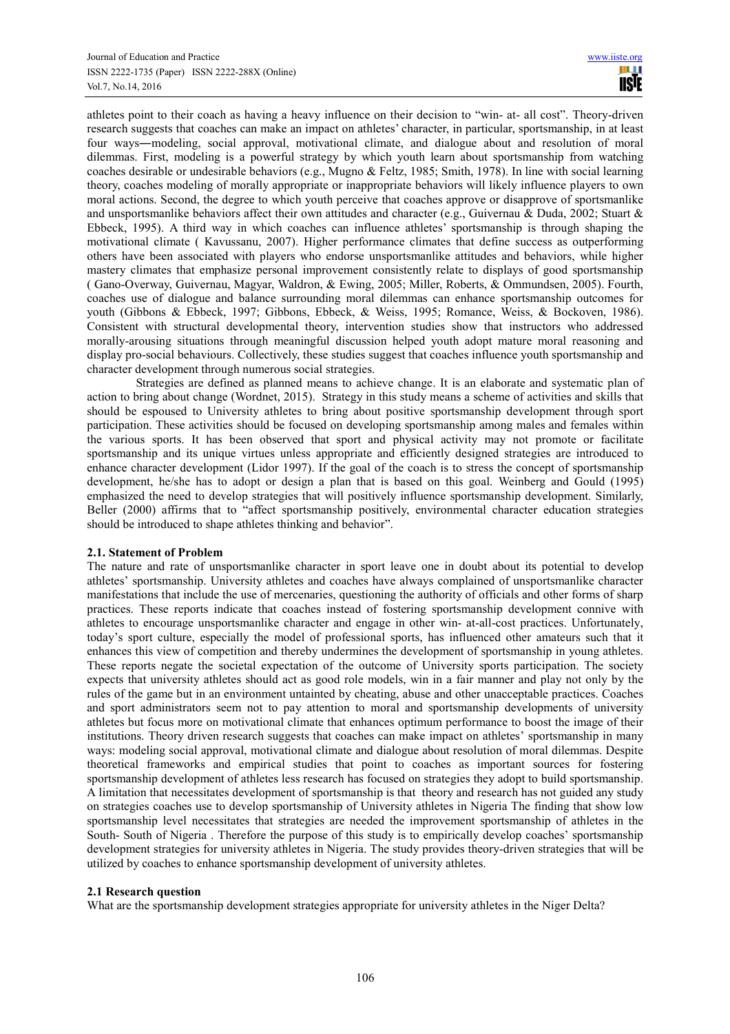athletes point to their coach as having a heavy influence on their decision to "win- at- all cost". Theory-driven research suggests that coaches can make an impact on athletes' character, in particular, sportsmanship, in at least four ways―modeling, social approval, motivational climate, and dialogue about and resolution of moral dilemmas. First, modeling is a powerful strategy by which youth learn about sportsmanship from watching coaches desirable or undesirable behaviors (e.g., Mugno & Feltz, 1985; Smith, 1978). In line with social learning theory, coaches modeling of morally appropriate or inappropriate behaviors will likely influence players to own moral actions. Second, the degree to which youth perceive that coaches approve or disapprove of sportsmanlike and unsportsmanlike behaviors affect their own attitudes and character (e.g., Guivernau & Duda, 2002; Stuart & Ebbeck, 1995). A third way in which coaches can influence athletes' sportsmanship is through shaping the motivational climate ( Kavussanu, 2007). Higher performance climates that define success as outperforming others have been associated with players who endorse unsportsmanlike attitudes and behaviors, while higher mastery climates that emphasize personal improvement consistently relate to displays of good sportsmanship ( Gano-Overway, Guivernau, Magyar, Waldron, & Ewing, 2005; Miller, Roberts, & Ommundsen, 2005). Fourth, coaches use of dialogue and balance surrounding moral dilemmas can enhance sportsmanship outcomes for youth (Gibbons & Ebbeck, 1997; Gibbons, Ebbeck, & Weiss, 1995; Romance, Weiss, & Bockoven, 1986). Consistent with structural developmental theory, intervention studies show that instructors who addressed morally-arousing situations through meaningful discussion helped youth adopt mature moral reasoning and display pro-social behaviours. Collectively, these studies suggest that coaches influence youth sportsmanship and character development through numerous social strategies.

Strategies are defined as planned means to achieve change. It is an elaborate and systematic plan of action to bring about change (Wordnet, 2015). Strategy in this study means a scheme of activities and skills that should be espoused to University athletes to bring about positive sportsmanship development through sport participation. These activities should be focused on developing sportsmanship among males and females within the various sports. It has been observed that sport and physical activity may not promote or facilitate sportsmanship and its unique virtues unless appropriate and efficiently designed strategies are introduced to enhance character development (Lidor 1997). If the goal of the coach is to stress the concept of sportsmanship development, he/she has to adopt or design a plan that is based on this goal. Weinberg and Gould (1995) emphasized the need to develop strategies that will positively influence sportsmanship development. Similarly, Beller (2000) affirms that to "affect sportsmanship positively, environmental character education strategies should be introduced to shape athletes thinking and behavior".

### 2.1. Statement of Problem

The nature and rate of unsportsmanlike character in sport leave one in doubt about its potential to develop athletes' sportsmanship. University athletes and coaches have always complained of unsportsmanlike character manifestations that include the use of mercenaries, questioning the authority of officials and other forms of sharp practices. These reports indicate that coaches instead of fostering sportsmanship development connive with athletes to encourage unsportsmanlike character and engage in other win- at-all-cost practices. Unfortunately, today's sport culture, especially the model of professional sports, has influenced other amateurs such that it enhances this view of competition and thereby undermines the development of sportsmanship in young athletes. These reports negate the societal expectation of the outcome of University sports participation. The society expects that university athletes should act as good role models, win in a fair manner and play not only by the rules of the game but in an environment untainted by cheating, abuse and other unacceptable practices. Coaches and sport administrators seem not to pay attention to moral and sportsmanship developments of university athletes but focus more on motivational climate that enhances optimum performance to boost the image of their institutions. Theory driven research suggests that coaches can make impact on athletes' sportsmanship in many ways: modeling social approval, motivational climate and dialogue about resolution of moral dilemmas. Despite theoretical frameworks and empirical studies that point to coaches as important sources for fostering sportsmanship development of athletes less research has focused on strategies they adopt to build sportsmanship. A limitation that necessitates development of sportsmanship is that theory and research has not guided any study on strategies coaches use to develop sportsmanship of University athletes in Nigeria The finding that show low sportsmanship level necessitates that strategies are needed the improvement sportsmanship of athletes in the South- South of Nigeria . Therefore the purpose of this study is to empirically develop coaches' sportsmanship development strategies for university athletes in Nigeria. The study provides theory-driven strategies that will be utilized by coaches to enhance sportsmanship development of university athletes.

### 2.1 Research question

What are the sportsmanship development strategies appropriate for university athletes in the Niger Delta?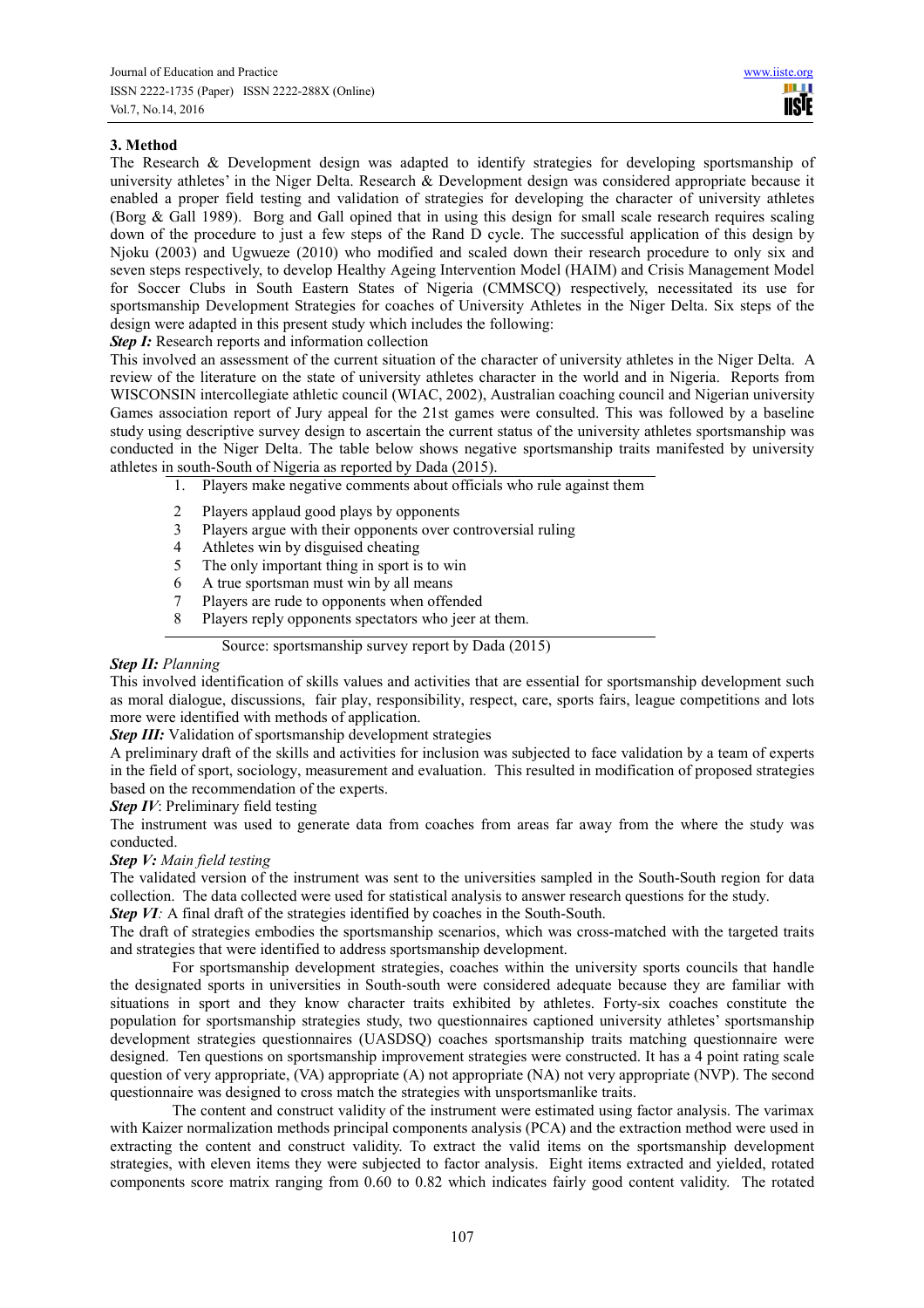## 3. Method

The Research & Development design was adapted to identify strategies for developing sportsmanship of university athletes' in the Niger Delta. Research & Development design was considered appropriate because it enabled a proper field testing and validation of strategies for developing the character of university athletes (Borg & Gall 1989). Borg and Gall opined that in using this design for small scale research requires scaling down of the procedure to just a few steps of the Rand D cycle. The successful application of this design by Njoku (2003) and Ugwueze (2010) who modified and scaled down their research procedure to only six and seven steps respectively, to develop Healthy Ageing Intervention Model (HAIM) and Crisis Management Model for Soccer Clubs in South Eastern States of Nigeria (CMMSCQ) respectively, necessitated its use for sportsmanship Development Strategies for coaches of University Athletes in the Niger Delta. Six steps of the design were adapted in this present study which includes the following:

***Step I:*** Research reports and information collection

This involved an assessment of the current situation of the character of university athletes in the Niger Delta. A review of the literature on the state of university athletes character in the world and in Nigeria. Reports from WISCONSIN intercollegiate athletic council (WIAC, 2002), Australian coaching council and Nigerian university Games association report of Jury appeal for the 21st games were consulted. This was followed by a baseline study using descriptive survey design to ascertain the current status of the university athletes sportsmanship was conducted in the Niger Delta. The table below shows negative sportsmanship traits manifested by university athletes in south-South of Nigeria as reported by Dada (2015).

| | |
|---|---|
| 1. | Players make negative comments about officials who rule against them |
| 2 | Players applaud good plays by opponents |
| 3 | Players argue with their opponents over controversial ruling |
| 4 | Athletes win by disguised cheating |
| 5 | The only important thing in sport is to win |
| 6 | A true sportsman must win by all means |
| 7 | Players are rude to opponents when offended |
| 8 | Players reply opponents spectators who jeer at them. |

Source: sportsmanship survey report by Dada (2015)

***Step II:*** *Planning*

This involved identification of skills values and activities that are essential for sportsmanship development such as moral dialogue, discussions, fair play, responsibility, respect, care, sports fairs, league competitions and lots more were identified with methods of application.

***Step III:*** Validation of sportsmanship development strategies

A preliminary draft of the skills and activities for inclusion was subjected to face validation by a team of experts in the field of sport, sociology, measurement and evaluation. This resulted in modification of proposed strategies based on the recommendation of the experts.

***Step IV***: Preliminary field testing

The instrument was used to generate data from coaches from areas far away from the where the study was conducted.

***Step V:*** *Main field testing*

The validated version of the instrument was sent to the universities sampled in the South-South region for data collection. The data collected were used for statistical analysis to answer research questions for the study.

***Step VI****:* A final draft of the strategies identified by coaches in the South-South.

The draft of strategies embodies the sportsmanship scenarios, which was cross-matched with the targeted traits and strategies that were identified to address sportsmanship development.

For sportsmanship development strategies, coaches within the university sports councils that handle the designated sports in universities in South-south were considered adequate because they are familiar with situations in sport and they know character traits exhibited by athletes. Forty-six coaches constitute the population for sportsmanship strategies study, two questionnaires captioned university athletes' sportsmanship development strategies questionnaires (UASDSQ) coaches sportsmanship traits matching questionnaire were designed. Ten questions on sportsmanship improvement strategies were constructed. It has a 4 point rating scale question of very appropriate, (VA) appropriate (A) not appropriate (NA) not very appropriate (NVP). The second questionnaire was designed to cross match the strategies with unsportsmanlike traits.

The content and construct validity of the instrument were estimated using factor analysis. The varimax with Kaizer normalization methods principal components analysis (PCA) and the extraction method were used in extracting the content and construct validity. To extract the valid items on the sportsmanship development strategies, with eleven items they were subjected to factor analysis. Eight items extracted and yielded, rotated components score matrix ranging from 0.60 to 0.82 which indicates fairly good content validity. The rotated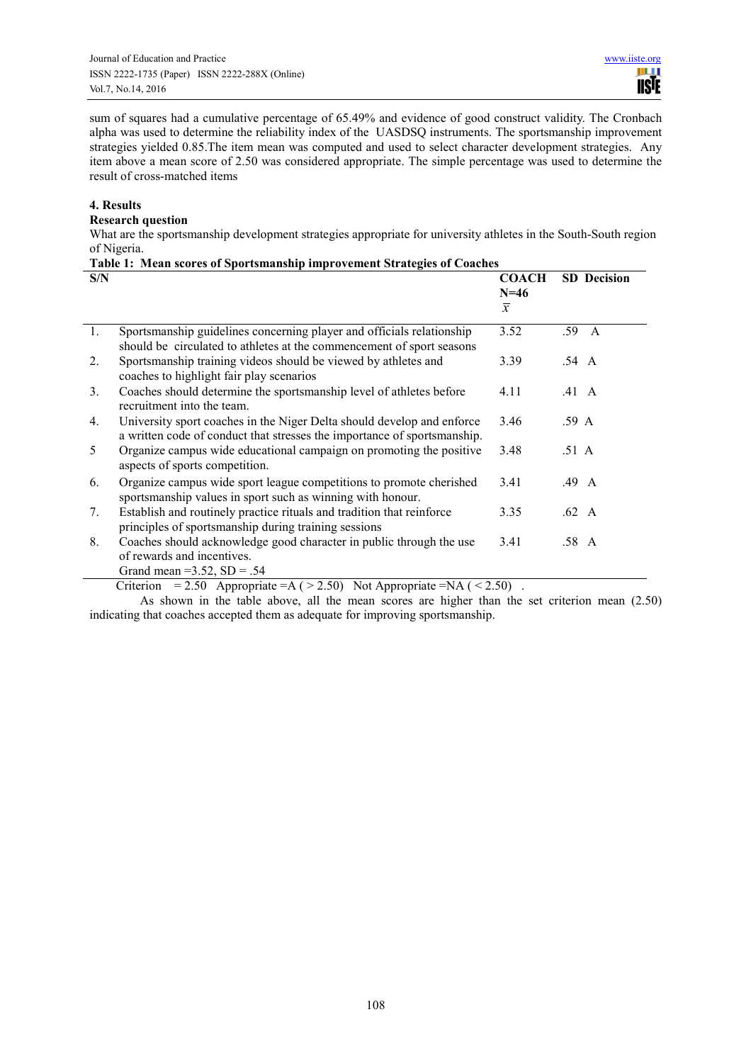sum of squares had a cumulative percentage of 65.49% and evidence of good construct validity. The Cronbach alpha was used to determine the reliability index of the UASDSQ instruments. The sportsmanship improvement strategies yielded 0.85.The item mean was computed and used to select character development strategies. Any item above a mean score of 2.50 was considered appropriate. The simple percentage was used to determine the result of cross-matched items

## 4. Results

### Research question

What are the sportsmanship development strategies appropriate for university athletes in the South-South region of Nigeria.

**Table 1: Mean scores of Sportsmanship improvement Strategies of Coaches**

| S/N | | COACH N=46 $\bar{x}$ | SD | Decision |
|---|---|---|---|---|
| 1. | Sportsmanship guidelines concerning player and officials relationship should be circulated to athletes at the commencement of sport seasons | 3.52 | .59 | A |
| 2. | Sportsmanship training videos should be viewed by athletes and coaches to highlight fair play scenarios | 3.39 | .54 | A |
| 3. | Coaches should determine the sportsmanship level of athletes before recruitment into the team. | 4.11 | .41 | A |
| 4. | University sport coaches in the Niger Delta should develop and enforce a written code of conduct that stresses the importance of sportsmanship. | 3.46 | .59 | A |
| 5 | Organize campus wide educational campaign on promoting the positive aspects of sports competition. | 3.48 | .51 | A |
| 6. | Organize campus wide sport league competitions to promote cherished sportsmanship values in sport such as winning with honour. | 3.41 | .49 | A |
| 7. | Establish and routinely practice rituals and tradition that reinforce principles of sportsmanship during training sessions | 3.35 | .62 | A |
| 8. | Coaches should acknowledge good character in public through the use of rewards and incentives. | 3.41 | .58 | A |
| | Grand mean =3.52, SD = .54 | | | |

Criterion = 2.50 Appropriate =A ( > 2.50) Not Appropriate =NA ( < 2.50) .

As shown in the table above, all the mean scores are higher than the set criterion mean (2.50) indicating that coaches accepted them as adequate for improving sportsmanship.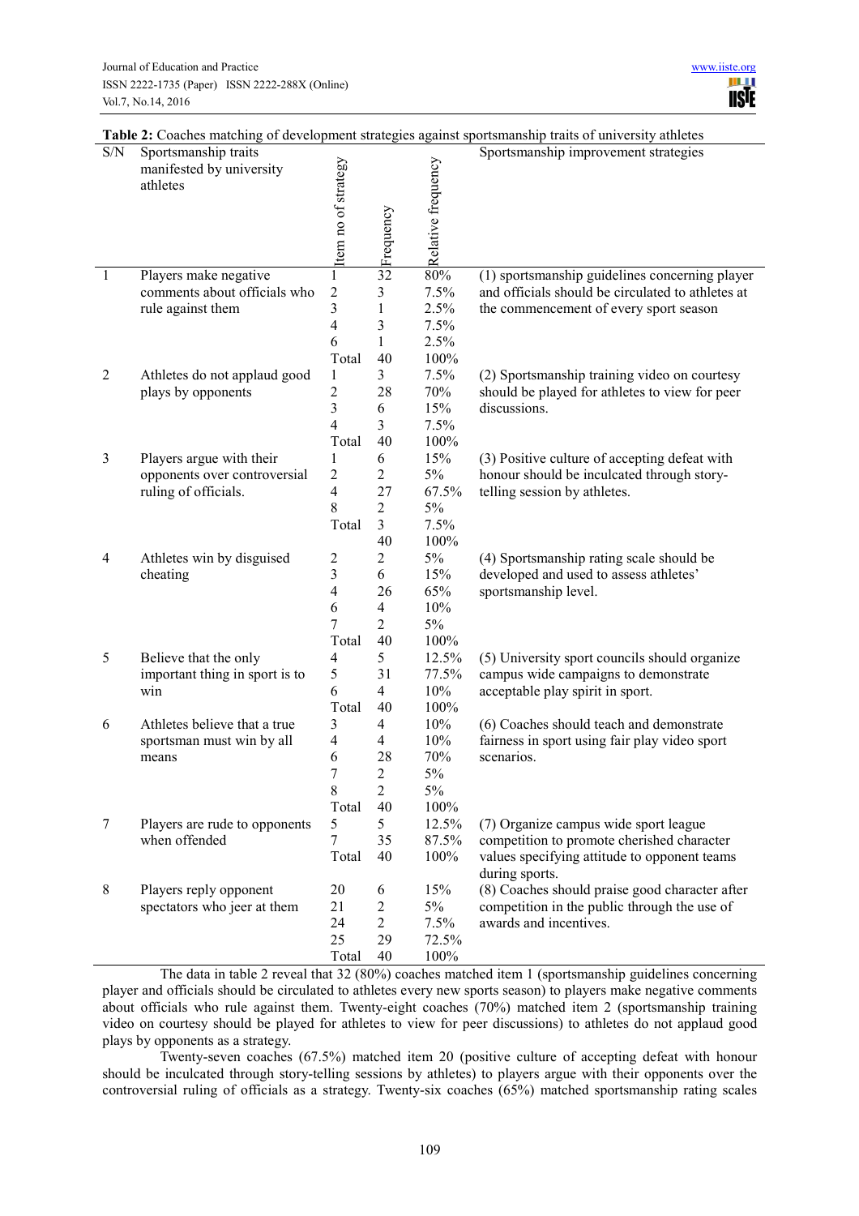**Table 2:** Coaches matching of development strategies against sportsmanship traits of university athletes

| S/N | Sportsmanship traits manifested by university athletes | Item no of strategy | Frequency | Relative frequency | Sportsmanship improvement strategies |
|---|---|---|---|---|---|
| 1 | Players make negative comments about officials who rule against them | 1 | 32 | 80% | (1) sportsmanship guidelines concerning player and officials should be circulated to athletes at the commencement of every sport season |
| | | 2 | 3 | 7.5% | |
| | | 3 | 1 | 2.5% | |
| | | 4 | 3 | 7.5% | |
| | | 6 | 1 | 2.5% | |
| | | Total | 40 | 100% | |
| 2 | Athletes do not applaud good plays by opponents | 1 | 3 | 7.5% | (2) Sportsmanship training video on courtesy should be played for athletes to view for peer discussions. |
| | | 2 | 28 | 70% | |
| | | 3 | 6 | 15% | |
| | | 4 | 3 | 7.5% | |
| | | Total | 40 | 100% | |
| 3 | Players argue with their opponents over controversial ruling of officials. | 1 | 6 | 15% | (3) Positive culture of accepting defeat with honour should be inculcated through story-telling session by athletes. |
| | | 2 | 2 | 5% | |
| | | 4 | 27 | 67.5% | |
| | | 8 | 2 | 5% | |
| | | Total | 3 | 7.5% | |
| | | | 40 | 100% | |
| 4 | Athletes win by disguised cheating | 2 | 2 | 5% | (4) Sportsmanship rating scale should be developed and used to assess athletes' sportsmanship level. |
| | | 3 | 6 | 15% | |
| | | 4 | 26 | 65% | |
| | | 6 | 4 | 10% | |
| | | 7 | 2 | 5% | |
| | | Total | 40 | 100% | |
| 5 | Believe that the only important thing in sport is to win | 4 | 5 | 12.5% | (5) University sport councils should organize campus wide campaigns to demonstrate acceptable play spirit in sport. |
| | | 5 | 31 | 77.5% | |
| | | 6 | 4 | 10% | |
| | | Total | 40 | 100% | |
| 6 | Athletes believe that a true sportsman must win by all means | 3 | 4 | 10% | (6) Coaches should teach and demonstrate fairness in sport using fair play video sport scenarios. |
| | | 4 | 4 | 10% | |
| | | 6 | 28 | 70% | |
| | | 7 | 2 | 5% | |
| | | 8 | 2 | 5% | |
| | | Total | 40 | 100% | |
| 7 | Players are rude to opponents when offended | 5 | 5 | 12.5% | (7) Organize campus wide sport league competition to promote cherished character values specifying attitude to opponent teams during sports. |
| | | 7 | 35 | 87.5% | |
| | | Total | 40 | 100% | |
| 8 | Players reply opponent spectators who jeer at them | 20 | 6 | 15% | (8) Coaches should praise good character after competition in the public through the use of awards and incentives. |
| | | 21 | 2 | 5% | |
| | | 24 | 2 | 7.5% | |
| | | 25 | 29 | 72.5% | |
| | | Total | 40 | 100% | |

The data in table 2 reveal that 32 (80%) coaches matched item 1 (sportsmanship guidelines concerning player and officials should be circulated to athletes every new sports season) to players make negative comments about officials who rule against them. Twenty-eight coaches (70%) matched item 2 (sportsmanship training video on courtesy should be played for athletes to view for peer discussions) to athletes do not applaud good plays by opponents as a strategy.

Twenty-seven coaches (67.5%) matched item 20 (positive culture of accepting defeat with honour should be inculcated through story-telling sessions by athletes) to players argue with their opponents over the controversial ruling of officials as a strategy. Twenty-six coaches (65%) matched sportsmanship rating scales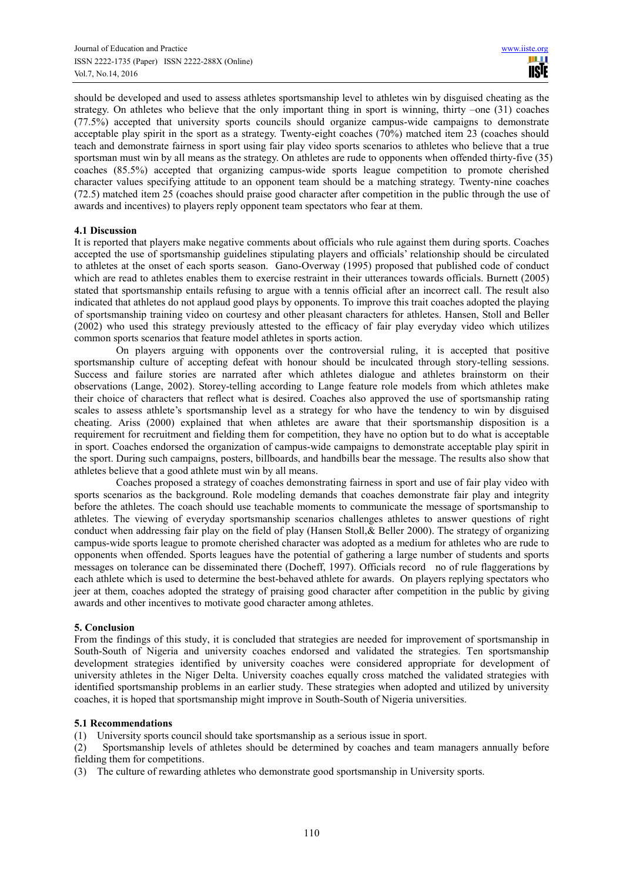should be developed and used to assess athletes sportsmanship level to athletes win by disguised cheating as the strategy. On athletes who believe that the only important thing in sport is winning, thirty –one (31) coaches (77.5%) accepted that university sports councils should organize campus-wide campaigns to demonstrate acceptable play spirit in the sport as a strategy. Twenty-eight coaches (70%) matched item 23 (coaches should teach and demonstrate fairness in sport using fair play video sports scenarios to athletes who believe that a true sportsman must win by all means as the strategy. On athletes are rude to opponents when offended thirty-five (35) coaches (85.5%) accepted that organizing campus-wide sports league competition to promote cherished character values specifying attitude to an opponent team should be a matching strategy. Twenty-nine coaches (72.5) matched item 25 (coaches should praise good character after competition in the public through the use of awards and incentives) to players reply opponent team spectators who fear at them.

### 4.1 Discussion

It is reported that players make negative comments about officials who rule against them during sports. Coaches accepted the use of sportsmanship guidelines stipulating players and officials' relationship should be circulated to athletes at the onset of each sports season. Gano-Overway (1995) proposed that published code of conduct which are read to athletes enables them to exercise restraint in their utterances towards officials. Burnett (2005) stated that sportsmanship entails refusing to argue with a tennis official after an incorrect call. The result also indicated that athletes do not applaud good plays by opponents. To improve this trait coaches adopted the playing of sportsmanship training video on courtesy and other pleasant characters for athletes. Hansen, Stoll and Beller (2002) who used this strategy previously attested to the efficacy of fair play everyday video which utilizes common sports scenarios that feature model athletes in sports action.

On players arguing with opponents over the controversial ruling, it is accepted that positive sportsmanship culture of accepting defeat with honour should be inculcated through story-telling sessions. Success and failure stories are narrated after which athletes dialogue and athletes brainstorm on their observations (Lange, 2002). Storey-telling according to Lange feature role models from which athletes make their choice of characters that reflect what is desired. Coaches also approved the use of sportsmanship rating scales to assess athlete's sportsmanship level as a strategy for who have the tendency to win by disguised cheating. Ariss (2000) explained that when athletes are aware that their sportsmanship disposition is a requirement for recruitment and fielding them for competition, they have no option but to do what is acceptable in sport. Coaches endorsed the organization of campus-wide campaigns to demonstrate acceptable play spirit in the sport. During such campaigns, posters, billboards, and handbills bear the message. The results also show that athletes believe that a good athlete must win by all means.

Coaches proposed a strategy of coaches demonstrating fairness in sport and use of fair play video with sports scenarios as the background. Role modeling demands that coaches demonstrate fair play and integrity before the athletes. The coach should use teachable moments to communicate the message of sportsmanship to athletes. The viewing of everyday sportsmanship scenarios challenges athletes to answer questions of right conduct when addressing fair play on the field of play (Hansen Stoll,& Beller 2000). The strategy of organizing campus-wide sports league to promote cherished character was adopted as a medium for athletes who are rude to opponents when offended. Sports leagues have the potential of gathering a large number of students and sports messages on tolerance can be disseminated there (Docheff, 1997). Officials record no of rule flaggerations by each athlete which is used to determine the best-behaved athlete for awards. On players replying spectators who jeer at them, coaches adopted the strategy of praising good character after competition in the public by giving awards and other incentives to motivate good character among athletes.

## 5. Conclusion

From the findings of this study, it is concluded that strategies are needed for improvement of sportsmanship in South-South of Nigeria and university coaches endorsed and validated the strategies. Ten sportsmanship development strategies identified by university coaches were considered appropriate for development of university athletes in the Niger Delta. University coaches equally cross matched the validated strategies with identified sportsmanship problems in an earlier study. These strategies when adopted and utilized by university coaches, it is hoped that sportsmanship might improve in South-South of Nigeria universities.

### 5.1 Recommendations

(1) University sports council should take sportsmanship as a serious issue in sport.

(2) Sportsmanship levels of athletes should be determined by coaches and team managers annually before fielding them for competitions.

(3) The culture of rewarding athletes who demonstrate good sportsmanship in University sports.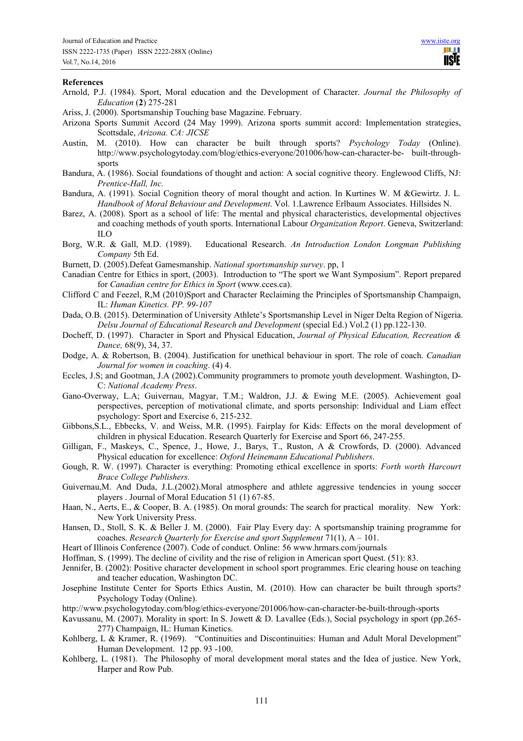## References

Arnold, P.J. (1984). Sport, Moral education and the Development of Character. *Journal the Philosophy of Education* (**2**) 275-281

Ariss, J. (2000). Sportsmanship Touching base Magazine. February.

Arizona Sports Summit Accord (24 May 1999). Arizona sports summit accord: Implementation strategies, Scottsdale, *Arizona. CA: JICSE*

Austin, M. (2010). How can character be built through sports? *Psychology Today* (Online). http://www.psychologytoday.com/blog/ethics-everyone/201006/how-can-character-be- built-through-sports

Bandura, A. (1986). Social foundations of thought and action: A social cognitive theory. Englewood Cliffs, NJ: *Prentice-Hall, Inc.*

Bandura, A. (1991). Social Cognition theory of moral thought and action. In Kurtines W. M &Gewirtz. J. L. *Handbook of Moral Behaviour and Development*. Vol. 1.Lawrence Erlbaum Associates. Hillsides N.

Barez, A. (2008). Sport as a school of life: The mental and physical characteristics, developmental objectives and coaching methods of youth sports. International Labour *Organization Report*. Geneva, Switzerland: ILO

Borg, W.R. & Gall, M.D. (1989). Educational Research. *An Introduction London Longman Publishing Company* 5th Ed.

Burnett, D. (2005).Defeat Gamesmanship. *National sportsmanship survey*. pp, 1

Canadian Centre for Ethics in sport, (2003). Introduction to "The sport we Want Symposium". Report prepared for *Canadian centre for Ethics in Sport* (www.cces.ca).

Clifford C and Feezel, R,M (2010)Sport and Character Reclaiming the Principles of Sportsmanship Champaign, IL: *Human Kinetics. PP. 99-107*

Dada, O.B. (2015). Determination of University Athlete's Sportsmanship Level in Niger Delta Region of Nigeria. *Delsu Journal of Educational Research and Development* (special Ed.) Vol.2 (1) pp.122-130.

Docheff, D. (1997). Character in Sport and Physical Education, *Journal of Physical Education, Recreation & Dance,* 68(9), 34, 37.

Dodge, A. & Robertson, B. (2004). Justification for unethical behaviour in sport. The role of coach. *Canadian Journal for women in coaching*. (4) 4.

Eccles, J.S; and Gootman, J.A (2002).Community programmers to promote youth development. Washington, D-C: *National Academy Press*.

Gano-Overway, L.A; Guivernau, Magyar, T.M.; Waldron, J.J. & Ewing M.E. (2005). Achievement goal perspectives, perception of motivational climate, and sports personship: Individual and Liam effect psychology: Sport and Exercise 6, 215-232.

Gibbons,S.L., Ebbecks, V. and Weiss, M.R. (1995). Fairplay for Kids: Effects on the moral development of children in physical Education. Research Quarterly for Exercise and Sport 66, 247-255.

Gilligan, F., Maskeys, C., Spence, J., Howe, J., Barys, T., Ruston, A & Crowfords, D. (2000). Advanced Physical education for excellence: *Oxford Heinemann Educational Publishers*.

Gough, R. W. (1997). Character is everything: Promoting ethical excellence in sports: *Forth worth Harcourt Brace College Publishers.*

Guivernau,M. And Duda, J.L.(2002).Moral atmosphere and athlete aggressive tendencies in young soccer players . Journal of Moral Education 51 (1) 67-85.

Haan, N., Aerts, E., & Cooper, B. A. (1985). On moral grounds: The search for practical morality. New York: New York University Press.

Hansen, D., Stoll, S. K. & Beller J. M. (2000). Fair Play Every day: A sportsmanship training programme for coaches. *Research Quarterly for Exercise and sport Supplement* 71(1), A – 101.

Heart of Illinois Conference (2007). Code of conduct. Online: 56 www.hrmars.com/journals

Hoffman, S. (1999). The decline of civility and the rise of religion in American sport Quest. (51): 83.

Jennifer, B. (2002): Positive character development in school sport programmes. Eric clearing house on teaching and teacher education, Washington DC.

Josephine Institute Center for Sports Ethics Austin, M. (2010). How can character be built through sports? Psychology Today (Online).

http://www.psychologytoday.com/blog/ethics-everyone/201006/how-can-character-be-built-through-sports

Kavussanu, M. (2007). Morality in sport: In S. Jowett & D. Lavallee (Eds.), Social psychology in sport (pp.265-277) Champaign, IL: Human Kinetics.

Kohlberg, L & Kramer, R. (1969). "Continuities and Discontinuities: Human and Adult Moral Development" Human Development. 12 pp. 93 -100.

Kohlberg, L. (1981). The Philosophy of moral development moral states and the Idea of justice. New York, Harper and Row Pub.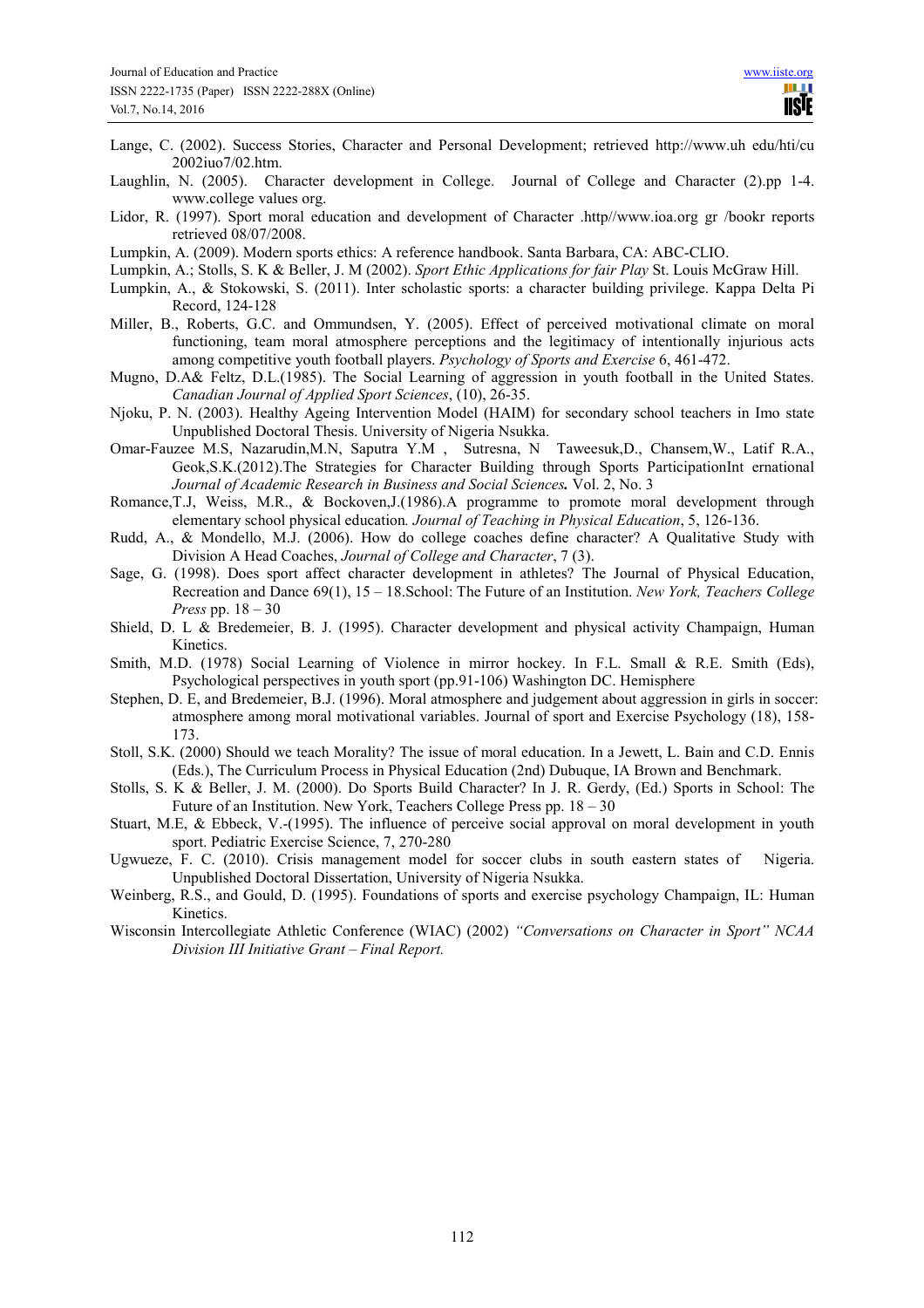Lange, C. (2002). Success Stories, Character and Personal Development; retrieved http://www.uh edu/hti/cu 2002iuo7/02.htm.

Laughlin, N. (2005). Character development in College. Journal of College and Character (2).pp 1-4. www.college values org.

Lidor, R. (1997). Sport moral education and development of Character .http//www.ioa.org gr /bookr reports retrieved 08/07/2008.

Lumpkin, A. (2009). Modern sports ethics: A reference handbook. Santa Barbara, CA: ABC-CLIO.

Lumpkin, A.; Stolls, S. K & Beller, J. M (2002). *Sport Ethic Applications for fair Play* St. Louis McGraw Hill.

Lumpkin, A., & Stokowski, S. (2011). Inter scholastic sports: a character building privilege. Kappa Delta Pi Record, 124-128

Miller, B., Roberts, G.C. and Ommundsen, Y. (2005). Effect of perceived motivational climate on moral functioning, team moral atmosphere perceptions and the legitimacy of intentionally injurious acts among competitive youth football players. *Psychology of Sports and Exercise* 6, 461-472.

Mugno, D.A& Feltz, D.L.(1985). The Social Learning of aggression in youth football in the United States. *Canadian Journal of Applied Sport Sciences*, (10), 26-35.

Njoku, P. N. (2003). Healthy Ageing Intervention Model (HAIM) for secondary school teachers in Imo state Unpublished Doctoral Thesis. University of Nigeria Nsukka.

Omar-Fauzee M.S, Nazarudin,M.N, Saputra Y.M , Sutresna, N Taweesuk,D., Chansem,W., Latif R.A., Geok,S.K.(2012).The Strategies for Character Building through Sports ParticipationInt ernational *Journal of Academic Research in Business and Social Sciences.* Vol. 2, No. 3

Romance,T.J, Weiss, M.R., & Bockoven,J.(1986).A programme to promote moral development through elementary school physical education*. Journal of Teaching in Physical Education*, 5, 126-136.

Rudd, A., & Mondello, M.J. (2006). How do college coaches define character? A Qualitative Study with Division A Head Coaches, *Journal of College and Character*, 7 (3).

Sage, G. (1998). Does sport affect character development in athletes? The Journal of Physical Education, Recreation and Dance 69(1), 15 – 18.School: The Future of an Institution. *New York, Teachers College Press* pp. 18 – 30

Shield, D. L & Bredemeier, B. J. (1995). Character development and physical activity Champaign, Human Kinetics.

Smith, M.D. (1978) Social Learning of Violence in mirror hockey. In F.L. Small & R.E. Smith (Eds), Psychological perspectives in youth sport (pp.91-106) Washington DC. Hemisphere

Stephen, D. E, and Bredemeier, B.J. (1996). Moral atmosphere and judgement about aggression in girls in soccer: atmosphere among moral motivational variables. Journal of sport and Exercise Psychology (18), 158-173.

Stoll, S.K. (2000) Should we teach Morality? The issue of moral education. In a Jewett, L. Bain and C.D. Ennis (Eds.), The Curriculum Process in Physical Education (2nd) Dubuque, IA Brown and Benchmark.

Stolls, S. K & Beller, J. M. (2000). Do Sports Build Character? In J. R. Gerdy, (Ed.) Sports in School: The Future of an Institution. New York, Teachers College Press pp. 18 – 30

Stuart, M.E, & Ebbeck, V.-(1995). The influence of perceive social approval on moral development in youth sport. Pediatric Exercise Science, 7, 270-280

Ugwueze, F. C. (2010). Crisis management model for soccer clubs in south eastern states of Nigeria. Unpublished Doctoral Dissertation, University of Nigeria Nsukka.

Weinberg, R.S., and Gould, D. (1995). Foundations of sports and exercise psychology Champaign, IL: Human Kinetics.

Wisconsin Intercollegiate Athletic Conference (WIAC) (2002) *"Conversations on Character in Sport" NCAA Division III Initiative Grant – Final Report.*